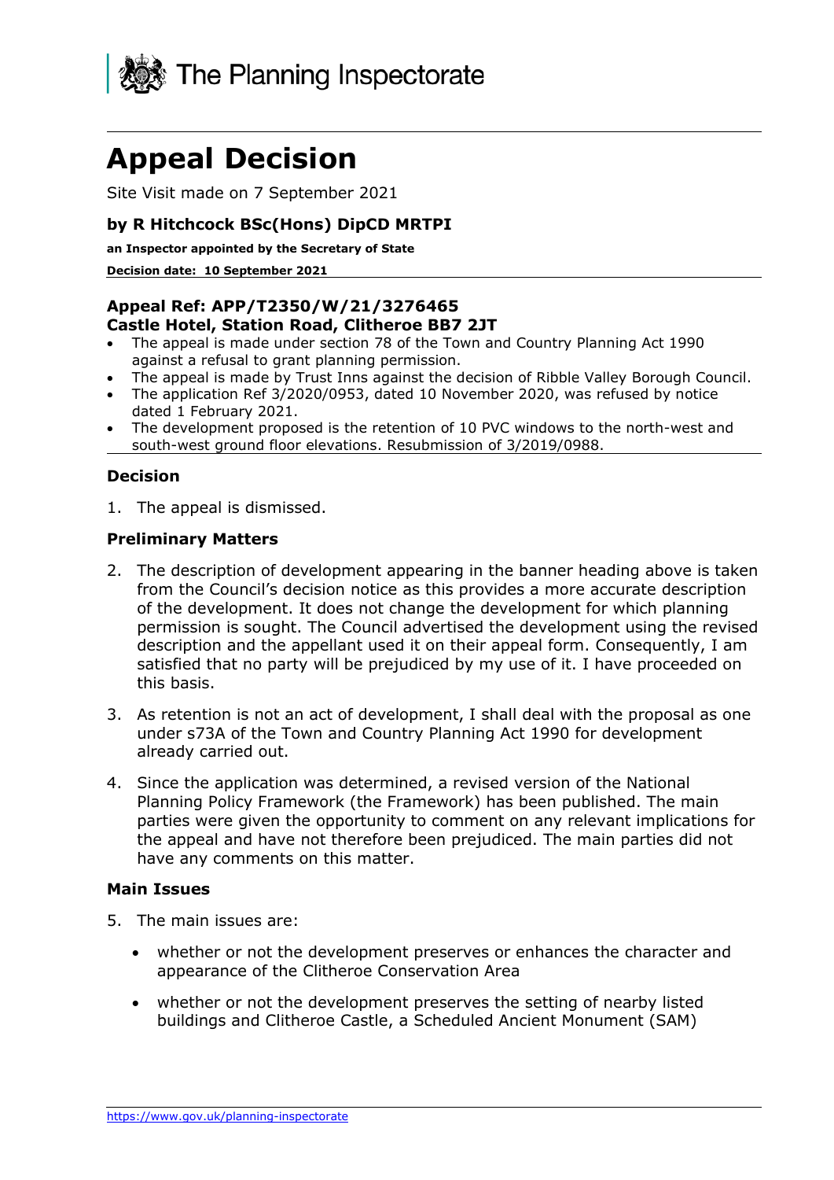The Planning Inspectorate

# Appeal Decision

Site Visit made on 7 September 2021

**by R Hitchcock BSc(Hons) DipCD MRTPI**

**an Inspector appointed by the Secretary of State**

**Decision date: 10 September 2021**

**Appeal Ref: APP/T2350/W/21/3276465**
**Castle Hotel, Station Road, Clitheroe BB7 2JT**

- The appeal is made under section 78 of the Town and Country Planning Act 1990 against a refusal to grant planning permission.
- The appeal is made by Trust Inns against the decision of Ribble Valley Borough Council.
- The application Ref 3/2020/0953, dated 10 November 2020, was refused by notice dated 1 February 2021.
- The development proposed is the retention of 10 PVC windows to the north-west and south-west ground floor elevations. Resubmission of 3/2019/0988.

### Decision

1. The appeal is dismissed.

### Preliminary Matters

2. The description of development appearing in the banner heading above is taken from the Council's decision notice as this provides a more accurate description of the development. It does not change the development for which planning permission is sought. The Council advertised the development using the revised description and the appellant used it on their appeal form. Consequently, I am satisfied that no party will be prejudiced by my use of it. I have proceeded on this basis.

3. As retention is not an act of development, I shall deal with the proposal as one under s73A of the Town and Country Planning Act 1990 for development already carried out.

4. Since the application was determined, a revised version of the National Planning Policy Framework (the Framework) has been published. The main parties were given the opportunity to comment on any relevant implications for the appeal and have not therefore been prejudiced. The main parties did not have any comments on this matter.

### Main Issues

5. The main issues are:

   - whether or not the development preserves or enhances the character and appearance of the Clitheroe Conservation Area

   - whether or not the development preserves the setting of nearby listed buildings and Clitheroe Castle, a Scheduled Ancient Monument (SAM)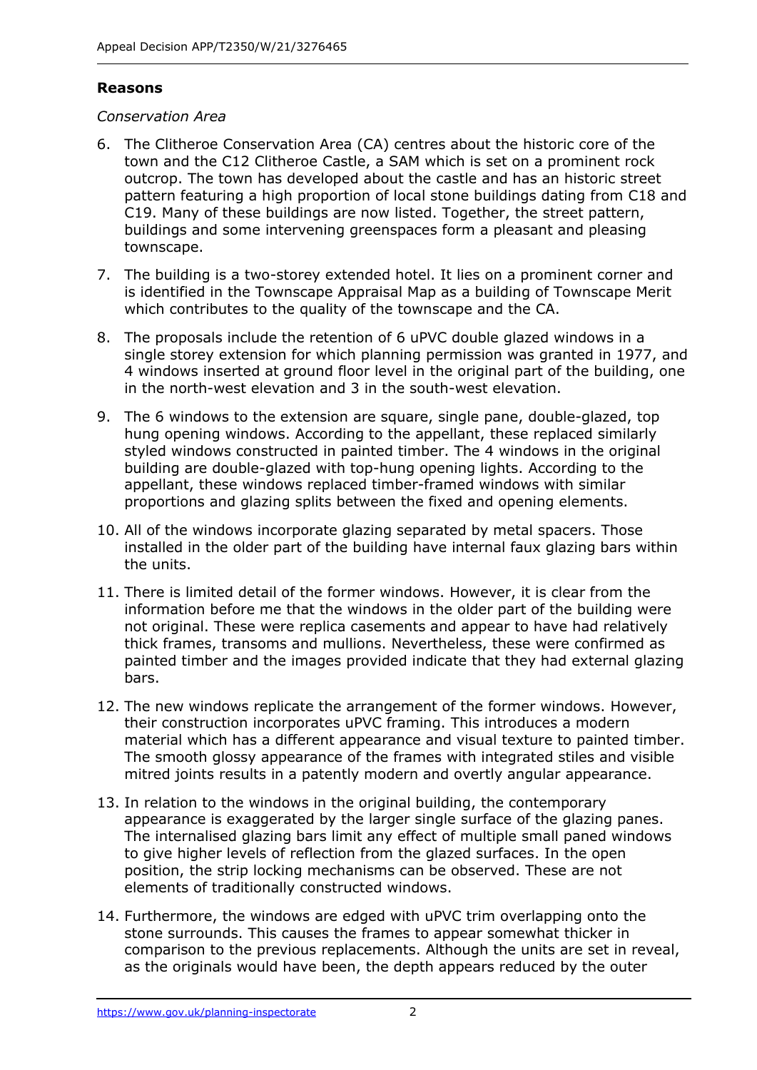**Reasons**

*Conservation Area*

6. The Clitheroe Conservation Area (CA) centres about the historic core of the town and the C12 Clitheroe Castle, a SAM which is set on a prominent rock outcrop. The town has developed about the castle and has an historic street pattern featuring a high proportion of local stone buildings dating from C18 and C19. Many of these buildings are now listed. Together, the street pattern, buildings and some intervening greenspaces form a pleasant and pleasing townscape.

7. The building is a two-storey extended hotel. It lies on a prominent corner and is identified in the Townscape Appraisal Map as a building of Townscape Merit which contributes to the quality of the townscape and the CA.

8. The proposals include the retention of 6 uPVC double glazed windows in a single storey extension for which planning permission was granted in 1977, and 4 windows inserted at ground floor level in the original part of the building, one in the north-west elevation and 3 in the south-west elevation.

9. The 6 windows to the extension are square, single pane, double-glazed, top hung opening windows. According to the appellant, these replaced similarly styled windows constructed in painted timber. The 4 windows in the original building are double-glazed with top-hung opening lights. According to the appellant, these windows replaced timber-framed windows with similar proportions and glazing splits between the fixed and opening elements.

10. All of the windows incorporate glazing separated by metal spacers. Those installed in the older part of the building have internal faux glazing bars within the units.

11. There is limited detail of the former windows. However, it is clear from the information before me that the windows in the older part of the building were not original. These were replica casements and appear to have had relatively thick frames, transoms and mullions. Nevertheless, these were confirmed as painted timber and the images provided indicate that they had external glazing bars.

12. The new windows replicate the arrangement of the former windows. However, their construction incorporates uPVC framing. This introduces a modern material which has a different appearance and visual texture to painted timber. The smooth glossy appearance of the frames with integrated stiles and visible mitred joints results in a patently modern and overtly angular appearance.

13. In relation to the windows in the original building, the contemporary appearance is exaggerated by the larger single surface of the glazing panes. The internalised glazing bars limit any effect of multiple small paned windows to give higher levels of reflection from the glazed surfaces. In the open position, the strip locking mechanisms can be observed. These are not elements of traditionally constructed windows.

14. Furthermore, the windows are edged with uPVC trim overlapping onto the stone surrounds. This causes the frames to appear somewhat thicker in comparison to the previous replacements. Although the units are set in reveal, as the originals would have been, the depth appears reduced by the outer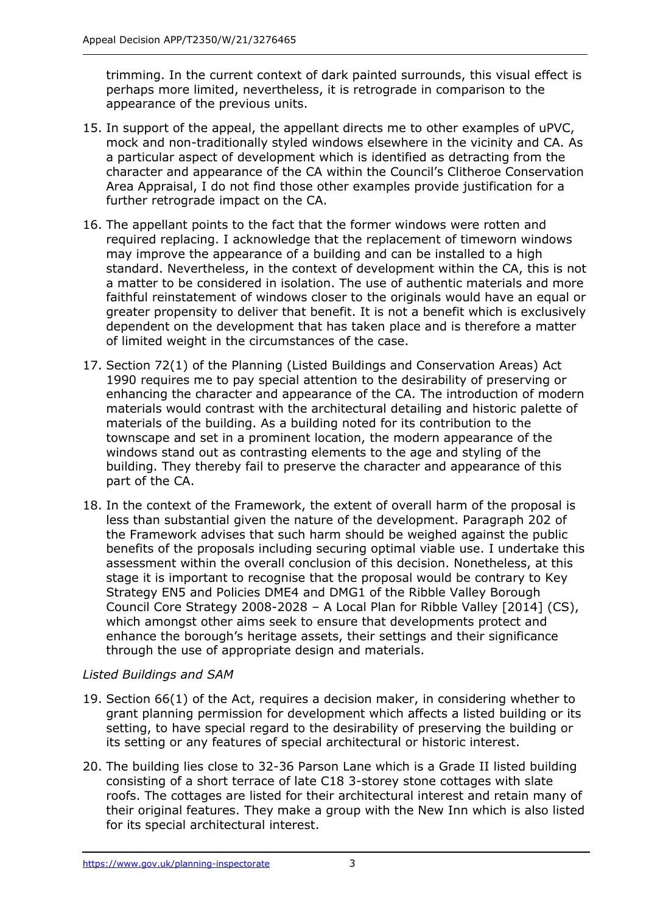trimming. In the current context of dark painted surrounds, this visual effect is perhaps more limited, nevertheless, it is retrograde in comparison to the appearance of the previous units.

15. In support of the appeal, the appellant directs me to other examples of uPVC, mock and non-traditionally styled windows elsewhere in the vicinity and CA. As a particular aspect of development which is identified as detracting from the character and appearance of the CA within the Council's Clitheroe Conservation Area Appraisal, I do not find those other examples provide justification for a further retrograde impact on the CA.

16. The appellant points to the fact that the former windows were rotten and required replacing. I acknowledge that the replacement of timeworn windows may improve the appearance of a building and can be installed to a high standard. Nevertheless, in the context of development within the CA, this is not a matter to be considered in isolation. The use of authentic materials and more faithful reinstatement of windows closer to the originals would have an equal or greater propensity to deliver that benefit. It is not a benefit which is exclusively dependent on the development that has taken place and is therefore a matter of limited weight in the circumstances of the case.

17. Section 72(1) of the Planning (Listed Buildings and Conservation Areas) Act 1990 requires me to pay special attention to the desirability of preserving or enhancing the character and appearance of the CA. The introduction of modern materials would contrast with the architectural detailing and historic palette of materials of the building. As a building noted for its contribution to the townscape and set in a prominent location, the modern appearance of the windows stand out as contrasting elements to the age and styling of the building. They thereby fail to preserve the character and appearance of this part of the CA.

18. In the context of the Framework, the extent of overall harm of the proposal is less than substantial given the nature of the development. Paragraph 202 of the Framework advises that such harm should be weighed against the public benefits of the proposals including securing optimal viable use. I undertake this assessment within the overall conclusion of this decision. Nonetheless, at this stage it is important to recognise that the proposal would be contrary to Key Strategy EN5 and Policies DME4 and DMG1 of the Ribble Valley Borough Council Core Strategy 2008-2028 – A Local Plan for Ribble Valley [2014] (CS), which amongst other aims seek to ensure that developments protect and enhance the borough's heritage assets, their settings and their significance through the use of appropriate design and materials.

*Listed Buildings and SAM*

19. Section 66(1) of the Act, requires a decision maker, in considering whether to grant planning permission for development which affects a listed building or its setting, to have special regard to the desirability of preserving the building or its setting or any features of special architectural or historic interest.

20. The building lies close to 32-36 Parson Lane which is a Grade II listed building consisting of a short terrace of late C18 3-storey stone cottages with slate roofs. The cottages are listed for their architectural interest and retain many of their original features. They make a group with the New Inn which is also listed for its special architectural interest.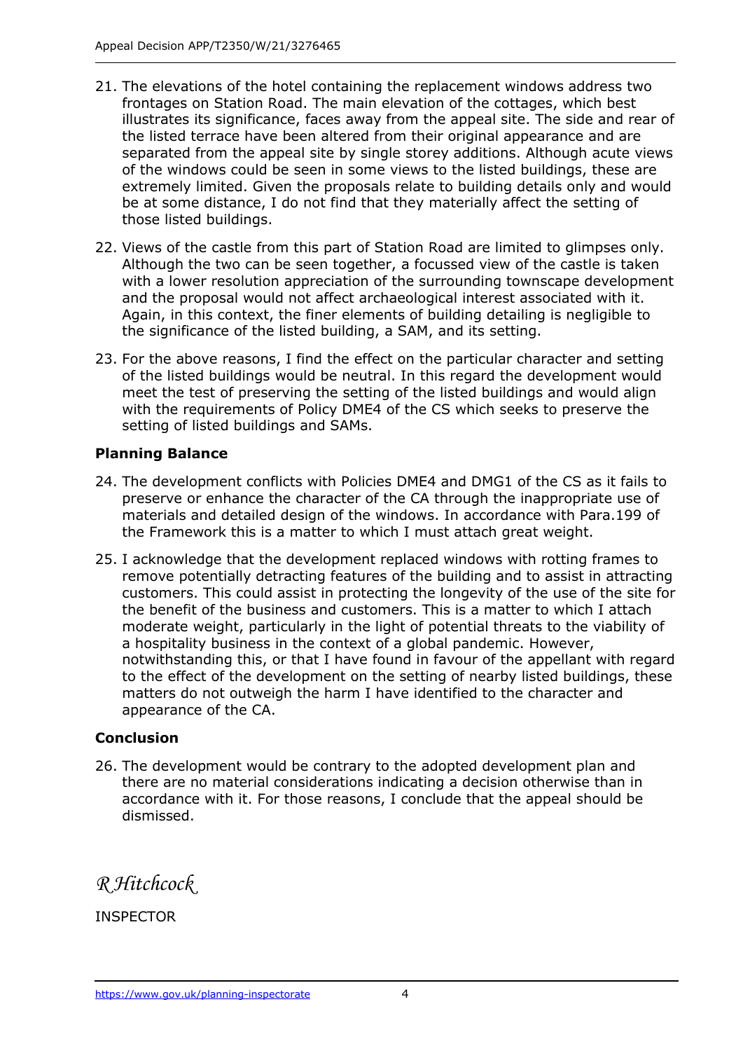21. The elevations of the hotel containing the replacement windows address two frontages on Station Road. The main elevation of the cottages, which best illustrates its significance, faces away from the appeal site. The side and rear of the listed terrace have been altered from their original appearance and are separated from the appeal site by single storey additions. Although acute views of the windows could be seen in some views to the listed buildings, these are extremely limited. Given the proposals relate to building details only and would be at some distance, I do not find that they materially affect the setting of those listed buildings.

22. Views of the castle from this part of Station Road are limited to glimpses only. Although the two can be seen together, a focussed view of the castle is taken with a lower resolution appreciation of the surrounding townscape development and the proposal would not affect archaeological interest associated with it. Again, in this context, the finer elements of building detailing is negligible to the significance of the listed building, a SAM, and its setting.

23. For the above reasons, I find the effect on the particular character and setting of the listed buildings would be neutral. In this regard the development would meet the test of preserving the setting of the listed buildings and would align with the requirements of Policy DME4 of the CS which seeks to preserve the setting of listed buildings and SAMs.

## Planning Balance

24. The development conflicts with Policies DME4 and DMG1 of the CS as it fails to preserve or enhance the character of the CA through the inappropriate use of materials and detailed design of the windows. In accordance with Para.199 of the Framework this is a matter to which I must attach great weight.

25. I acknowledge that the development replaced windows with rotting frames to remove potentially detracting features of the building and to assist in attracting customers. This could assist in protecting the longevity of the use of the site for the benefit of the business and customers. This is a matter to which I attach moderate weight, particularly in the light of potential threats to the viability of a hospitality business in the context of a global pandemic. However, notwithstanding this, or that I have found in favour of the appellant with regard to the effect of the development on the setting of nearby listed buildings, these matters do not outweigh the harm I have identified to the character and appearance of the CA.

## Conclusion

26. The development would be contrary to the adopted development plan and there are no material considerations indicating a decision otherwise than in accordance with it. For those reasons, I conclude that the appeal should be dismissed.

*R Hitchcock*

INSPECTOR